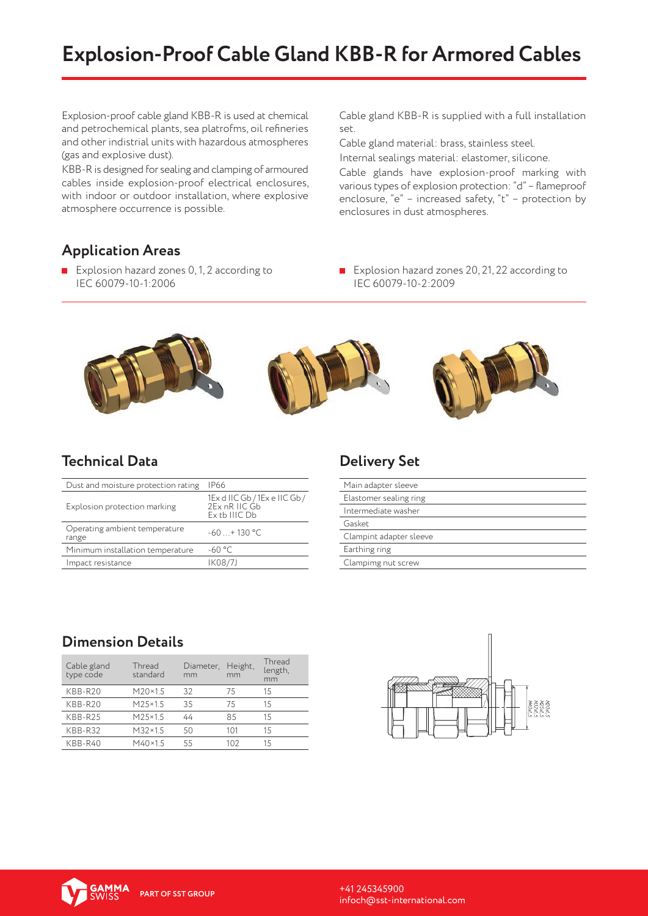# Explosion-Proof Cable Gland KBB-R for Armored Cables

Explosion-proof cable gland KBB-R is used at chemical and petrochemical plants, sea platrofms, oil refineries and other indistrial units with hazardous atmospheres (gas and explosive dust).

KBB-R is designed for sealing and clamping of armoured cables inside explosion-proof electrical enclosures, with indoor or outdoor installation, where explosive atmosphere occurrence is possible.

Cable gland KBB-R is supplied with a full installation set.

Cable gland material: brass, stainless steel.

Internal sealings material: elastomer, silicone.

Cable glands have explosion-proof marking with various types of explosion protection: "d" – flameproof enclosure, "e" – increased safety, "t" – protection by enclosures in dust atmospheres.

## Application Areas

- Explosion hazard zones 0, 1, 2 according to IEC 60079-10-1:2006
- Explosion hazard zones 20, 21, 22 according to IEC 60079-10-2:2009

## Technical Data

| | |
|---|---|
| Dust and moisture protection rating | IP66 |
| Explosion protection marking | 1Ex d IIC Gb / 1Ex e IIC Gb / 2Ex nR IIC Gb Ex tb IIIC Db |
| Operating ambient temperature range | -60 ...+ 130 °C |
| Minimum installation temperature | -60 °C |
| Impact resistance | IK08/7J |

## Delivery Set

| |
|---|
| Main adapter sleeve |
| Elastomer sealing ring |
| Intermediate washer |
| Gasket |
| Clampint adapter sleeve |
| Earthing ring |
| Clampimg nut screw |

## Dimension Details

| Cable gland type code | Thread standard | Diameter, mm | Height, mm | Thread length, mm |
|---|---|---|---|---|
| KBB-R20 | M20×1.5 | 32 | 75 | 15 |
| KBB-R20 | M25×1.5 | 35 | 75 | 15 |
| KBB-R25 | M25×1.5 | 44 | 85 | 15 |
| KBB-R32 | M32×1.5 | 50 | 101 | 15 |
| KBB-R40 | M40×1.5 | 55 | 102 | 15 |

M20x1,5
M25x1,5
M32x1,5
M40x1,5

GAMMA SWISS PART OF SST GROUP

+41 245345900
infoch@sst-international.com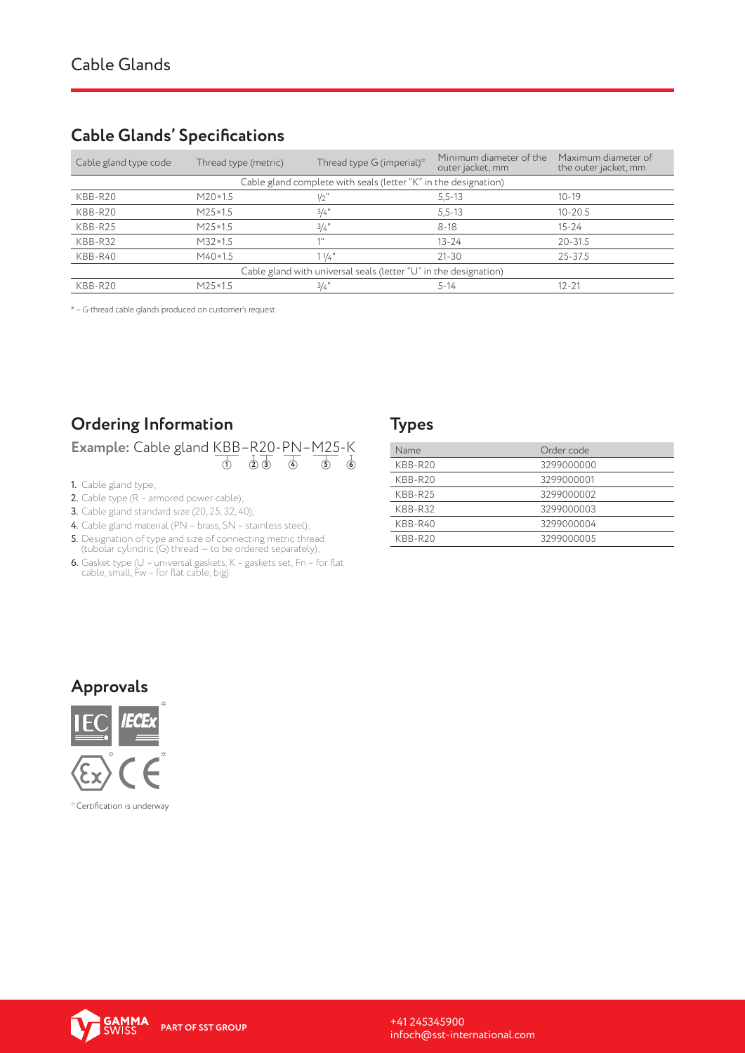# Cable Glands

## Cable Glands' Specifications

| Cable gland type code | Thread type (metric) | Thread type G (imperial)* | Minimum diameter of the outer jacket, mm | Maximum diameter of the outer jacket, mm |
|---|---|---|---|---|
| Cable gland complete with seals (letter "K" in the designation) | | | | |
| KBB-R20 | M20×1.5 | 1/2" | 5,5-13 | 10-19 |
| KBB-R20 | M25×1.5 | 3/4" | 5,5-13 | 10-20.5 |
| KBB-R25 | M25×1.5 | 3/4" | 8-18 | 15-24 |
| KBB-R32 | M32×1.5 | 1" | 13-24 | 20-31.5 |
| KBB-R40 | M40×1.5 | 1 1/4" | 21-30 | 25-37.5 |
| Cable gland with universal seals (letter "U" in the designation) | | | | |
| KBB-R20 | M25×1.5 | 3/4" | 5-14 | 12-21 |

* – G-thread cable glands produced on customer's request

## Ordering Information

**Example:** Cable gland KBB–R20-PN–M25-K

(1) KBB, (2) R, (3) 20, (4) PN, (5) M25, (6) K

1. Cable gland type;
2. Cable type (R – armored power cable);
3. Cable gland standard size (20, 25, 32, 40);
4. Cable gland material (PN – brass, SN – stainless steel);
5. Designation of type and size of connecting metric thread (tubolar cylindric (G) thread — to be ordered separately);
6. Gasket type (U – universal gaskets, K – gaskets set, Fn – for flat cable, small, Fw – for flat cable, big)

## Types

| Name | Order code |
|---|---|
| KBB-R20 | 3299000000 |
| KBB-R20 | 3299000001 |
| KBB-R25 | 3299000002 |
| KBB-R32 | 3299000003 |
| KBB-R40 | 3299000004 |
| KBB-R20 | 3299000005 |

## Approvals

IEC IECEx* Ex* CE*

* Certification is underway

GAMMA SWISS PART OF SST GROUP

+41 245345900
infoch@sst-international.com